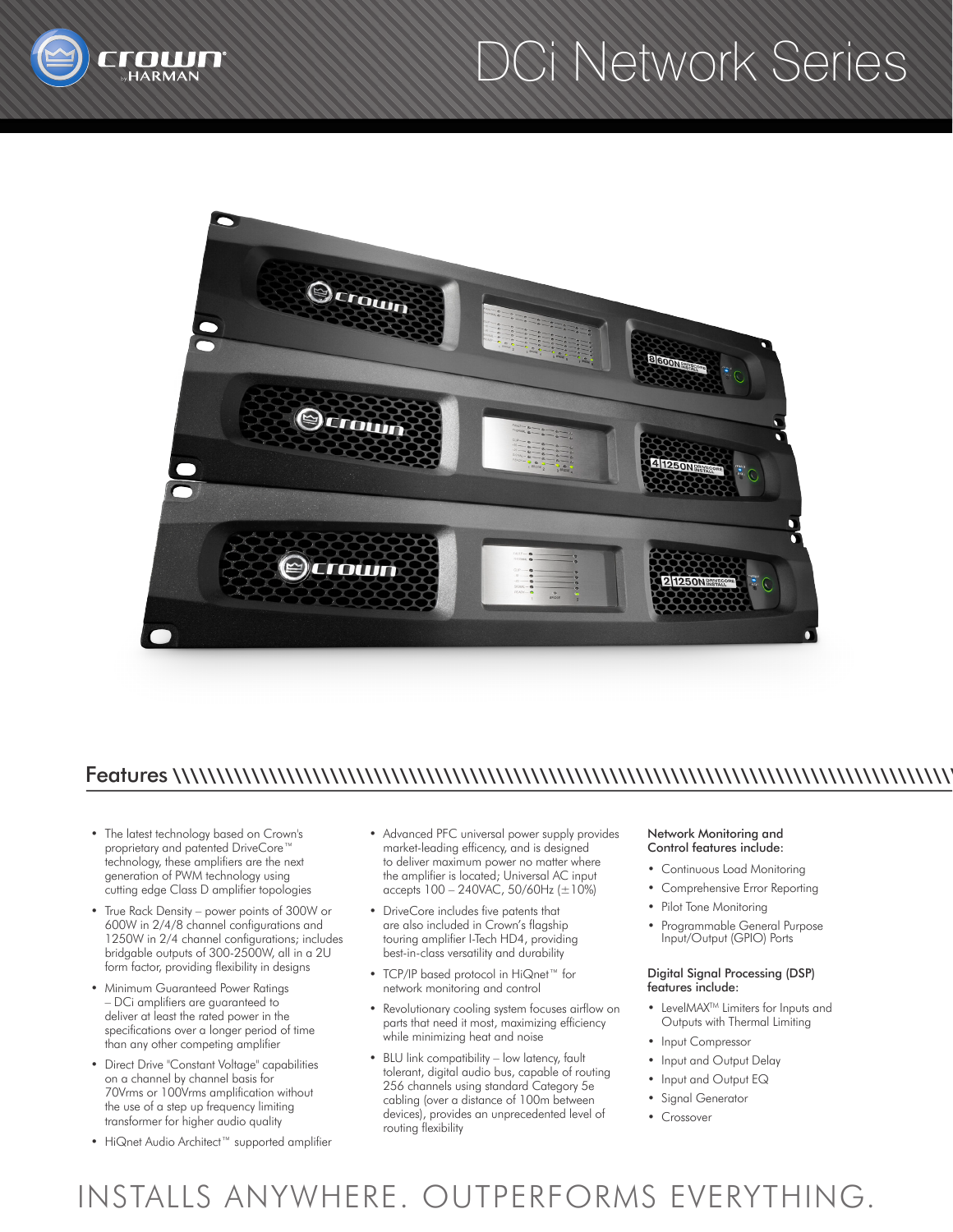# DCi Network Series

## Features

- The latest technology based on Crown's proprietary and patented DriveCore™ technology, these amplifiers are the next generation of PWM technology using cutting edge Class D amplifier topologies
- True Rack Density – power points of 300W or 600W in 2/4/8 channel configurations and 1250W in 2/4 channel configurations; includes bridgable outputs of 300-2500W, all in a 2U form factor, providing flexibility in designs
- Minimum Guaranteed Power Ratings – DCi amplifiers are guaranteed to deliver at least the rated power in the specifications over a longer period of time than any other competing amplifier
- Direct Drive "Constant Voltage" capabilities on a channel by channel basis for 70Vrms or 100Vrms amplification without the use of a step up frequency limiting transformer for higher audio quality
- HiQnet Audio Architect™ supported amplifier
- Advanced PFC universal power supply provides market-leading efficency, and is designed to deliver maximum power no matter where the amplifier is located; Universal AC input accepts 100 – 240VAC, 50/60Hz (±10%)
- DriveCore includes five patents that are also included in Crown's flagship touring amplifier I-Tech HD4, providing best-in-class versatility and durability
- TCP/IP based protocol in HiQnet™ for network monitoring and control
- Revolutionary cooling system focuses airflow on parts that need it most, maximizing efficiency while minimizing heat and noise
- BLU link compatibility – low latency, fault tolerant, digital audio bus, capable of routing 256 channels using standard Category 5e cabling (over a distance of 100m between devices), provides an unprecedented level of routing flexibility

### Network Monitoring and Control features include:

- Continuous Load Monitoring
- Comprehensive Error Reporting
- Pilot Tone Monitoring
- Programmable General Purpose Input/Output (GPIO) Ports

### Digital Signal Processing (DSP) features include:

- LevelMAX™ Limiters for Inputs and Outputs with Thermal Limiting
- Input Compressor
- Input and Output Delay
- Input and Output EQ
- Signal Generator
- Crossover

INSTALLS ANYWHERE. OUTPERFORMS EVERYTHING.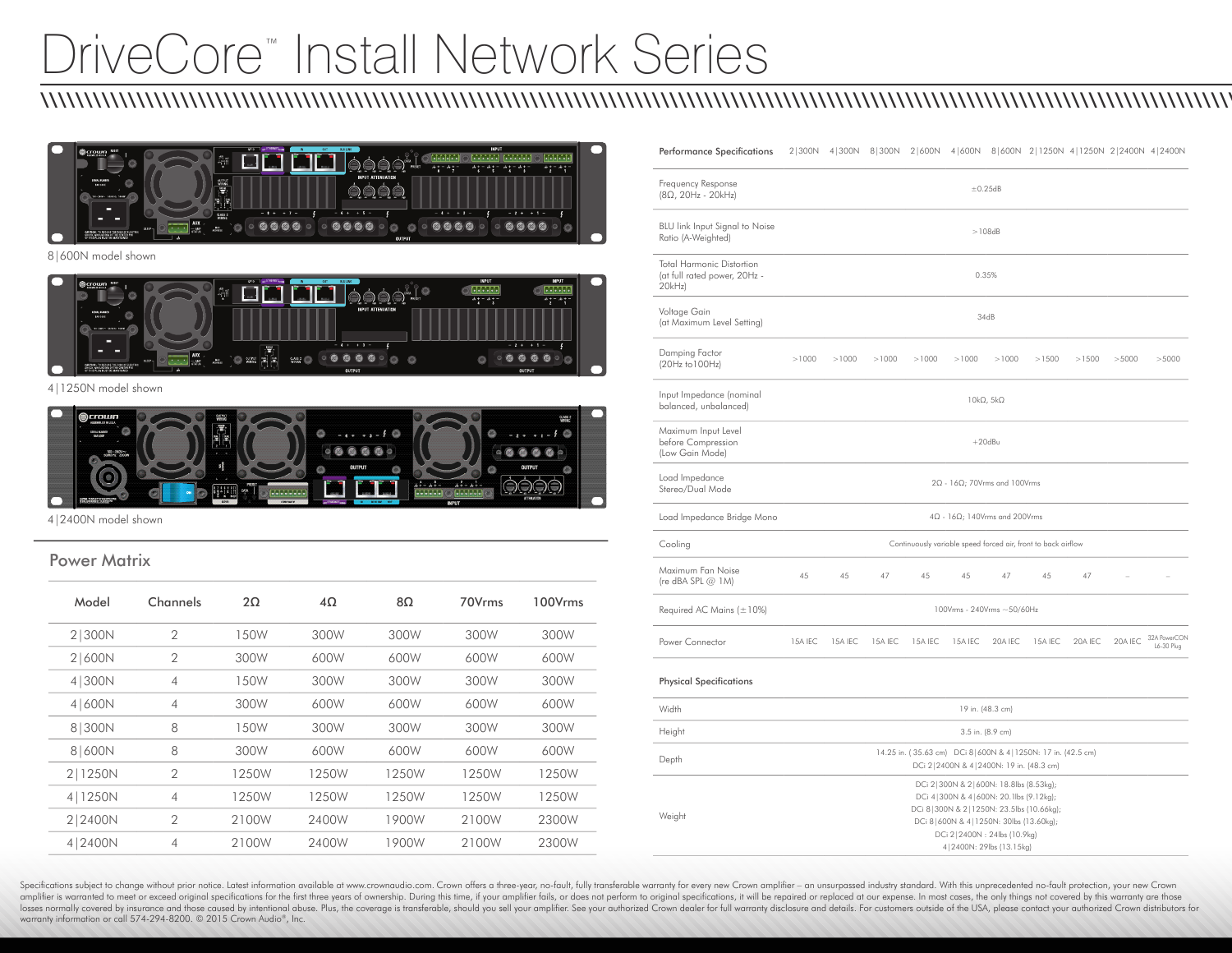# DriveCore™ Install Network Series

8|600N model shown

4|1250N model shown

4|2400N model shown

## Power Matrix

| Model | Channels | 2Ω | 4Ω | 8Ω | 70Vrms | 100Vrms |
|---|---|---|---|---|---|---|
| 2\|300N | 2 | 150W | 300W | 300W | 300W | 300W |
| 2\|600N | 2 | 300W | 600W | 600W | 600W | 600W |
| 4\|300N | 4 | 150W | 300W | 300W | 300W | 300W |
| 4\|600N | 4 | 300W | 600W | 600W | 600W | 600W |
| 8\|300N | 8 | 150W | 300W | 300W | 300W | 300W |
| 8\|600N | 8 | 300W | 600W | 600W | 600W | 600W |
| 2\|1250N | 2 | 1250W | 1250W | 1250W | 1250W | 1250W |
| 4\|1250N | 4 | 1250W | 1250W | 1250W | 1250W | 1250W |
| 2\|2400N | 2 | 2100W | 2400W | 1900W | 2100W | 2300W |
| 4\|2400N | 4 | 2100W | 2400W | 1900W | 2100W | 2300W |

| Performance Specifications | 2\|300N | 4\|300N | 8\|300N | 2\|600N | 4\|600N | 8\|600N | 2\|1250N | 4\|1250N | 2\|2400N | 4\|2400N |
|---|---|---|---|---|---|---|---|---|---|---|
| Frequency Response (8Ω, 20Hz - 20kHz) | ±0.25dB | | | | | | | | | |
| BLU link Input Signal to Noise Ratio (A-Weighted) | >108dB | | | | | | | | | |
| Total Harmonic Distortion (at full rated power, 20Hz - 20kHz) | 0.35% | | | | | | | | | |
| Voltage Gain (at Maximum Level Setting) | 34dB | | | | | | | | | |
| Damping Factor (20Hz to100Hz) | >1000 | >1000 | >1000 | >1000 | >1000 | >1000 | >1500 | >1500 | >5000 | >5000 |
| Input Impedance (nominal balanced, unbalanced) | 10kΩ, 5kΩ | | | | | | | | | |
| Maximum Input Level before Compression (Low Gain Mode) | +20dBu | | | | | | | | | |
| Load Impedance Stereo/Dual Mode | 2Ω - 16Ω; 70Vrms and 100Vrms | | | | | | | | | |
| Load Impedance Bridge Mono | 4Ω - 16Ω; 140Vrms and 200Vrms | | | | | | | | | |
| Cooling | Continuously variable speed forced air, front to back airflow | | | | | | | | | |
| Maximum Fan Noise (re dBA SPL @ 1M) | 45 | 45 | 47 | 45 | 45 | 47 | 45 | 47 | – | – |
| Required AC Mains (±10%) | 100Vrms - 240Vrms ~50/60Hz | | | | | | | | | |
| Power Connector | 15A IEC | 15A IEC | 15A IEC | 15A IEC | 15A IEC | 20A IEC | 15A IEC | 20A IEC | 20A IEC | 32A PowerCON L6-30 Plug |

| Physical Specifications | |
|---|---|
| Width | 19 in. (48.3 cm) |
| Height | 3.5 in. (8.9 cm) |
| Depth | 14.25 in. ( 35.63 cm) DCi 8\|600N & 4\|1250N: 17 in. (42.5 cm) DCi 2\|2400N & 4\|2400N: 19 in. (48.3 cm) |
| Weight | DCi 2\|300N & 2\|600N: 18.8lbs (8.53kg); DCi 4\|300N & 4\|600N: 20.1lbs (9.12kg); DCi 8\|300N & 2\|1250N: 23.5lbs (10.66kg); DCi 8\|600N & 4\|1250N: 30lbs (13.60kg); DCi 2\|2400N : 24lbs (10.9kg) 4\|2400N: 29lbs (13.15kg) |

Specifications subject to change without prior notice. Latest information available at www.crownaudio.com. Crown offers a three-year, no-fault, fully transferable warranty for every new Crown amplifier – an unsurpassed industry standard. With this unprecedented no-fault protection, your new Crown amplifier is warranted to meet or exceed original specifications for the first three years of ownership. During this time, if your amplifier fails, or does not perform to original specifications, it will be repaired or replaced at our expense. In most cases, the only things not covered by this warranty are those losses normally covered by insurance and those caused by intentional abuse. Plus, the coverage is transferable, should you sell your amplifier. See your authorized Crown dealer for full warranty disclosure and details. For customers outside of the USA, please contact your authorized Crown distributors for warranty information or call 574-294-8200. © 2015 Crown Audio®, Inc.